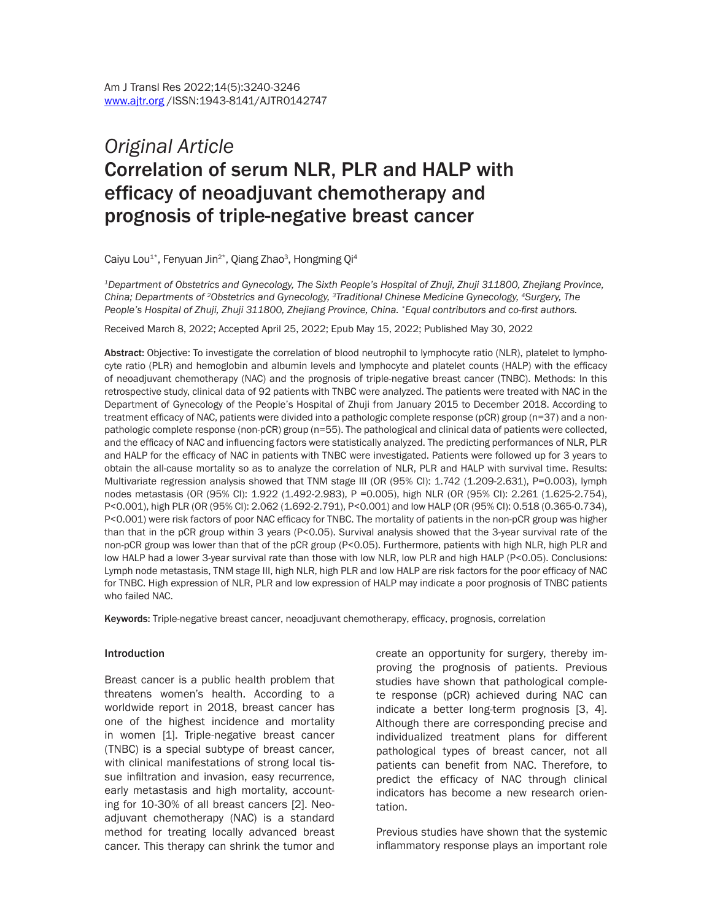Am J Transl Res 2022;14(5):3240-3246
www.ajtr.org /ISSN:1943-8141/AJTR0142747

*Original Article*

# Correlation of serum NLR, PLR and HALP with efficacy of neoadjuvant chemotherapy and prognosis of triple-negative breast cancer

Caiyu Lou[1*], Fenyuan Jin[2*], Qiang Zhao[3], Hongming Qi[4]

[1]*Department of Obstetrics and Gynecology, The Sixth People's Hospital of Zhuji, Zhuji 311800, Zhejiang Province, China; Departments of* [2]*Obstetrics and Gynecology,* [3]*Traditional Chinese Medicine Gynecology,* [4]*Surgery, The People's Hospital of Zhuji, Zhuji 311800, Zhejiang Province, China.* [*]*Equal contributors and co-first authors.*

Received March 8, 2022; Accepted April 25, 2022; Epub May 15, 2022; Published May 30, 2022

**Abstract:** Objective: To investigate the correlation of blood neutrophil to lymphocyte ratio (NLR), platelet to lymphocyte ratio (PLR) and hemoglobin and albumin levels and lymphocyte and platelet counts (HALP) with the efficacy of neoadjuvant chemotherapy (NAC) and the prognosis of triple-negative breast cancer (TNBC). Methods: In this retrospective study, clinical data of 92 patients with TNBC were analyzed. The patients were treated with NAC in the Department of Gynecology of the People's Hospital of Zhuji from January 2015 to December 2018. According to treatment efficacy of NAC, patients were divided into a pathologic complete response (pCR) group (n=37) and a non-pathologic complete response (non-pCR) group (n=55). The pathological and clinical data of patients were collected, and the efficacy of NAC and influencing factors were statistically analyzed. The predicting performances of NLR, PLR and HALP for the efficacy of NAC in patients with TNBC were investigated. Patients were followed up for 3 years to obtain the all-cause mortality so as to analyze the correlation of NLR, PLR and HALP with survival time. Results: Multivariate regression analysis showed that TNM stage III (OR (95% CI): 1.742 (1.209-2.631), P=0.003), lymph nodes metastasis (OR (95% CI): 1.922 (1.492-2.983), P =0.005), high NLR (OR (95% CI): 2.261 (1.625-2.754), P<0.001), high PLR (OR (95% CI): 2.062 (1.692-2.791), P<0.001) and low HALP (OR (95% CI): 0.518 (0.365-0.734), P<0.001) were risk factors of poor NAC efficacy for TNBC. The mortality of patients in the non-pCR group was higher than that in the pCR group within 3 years (P<0.05). Survival analysis showed that the 3-year survival rate of the non-pCR group was lower than that of the pCR group (P<0.05). Furthermore, patients with high NLR, high PLR and low HALP had a lower 3-year survival rate than those with low NLR, low PLR and high HALP (P<0.05). Conclusions: Lymph node metastasis, TNM stage III, high NLR, high PLR and low HALP are risk factors for the poor efficacy of NAC for TNBC. High expression of NLR, PLR and low expression of HALP may indicate a poor prognosis of TNBC patients who failed NAC.

**Keywords:** Triple-negative breast cancer, neoadjuvant chemotherapy, efficacy, prognosis, correlation

## Introduction

Breast cancer is a public health problem that threatens women's health. According to a worldwide report in 2018, breast cancer has one of the highest incidence and mortality in women [1]. Triple-negative breast cancer (TNBC) is a special subtype of breast cancer, with clinical manifestations of strong local tissue infiltration and invasion, easy recurrence, early metastasis and high mortality, accounting for 10-30% of all breast cancers [2]. Neoadjuvant chemotherapy (NAC) is a standard method for treating locally advanced breast cancer. This therapy can shrink the tumor and create an opportunity for surgery, thereby improving the prognosis of patients. Previous studies have shown that pathological complete response (pCR) achieved during NAC can indicate a better long-term prognosis [3, 4]. Although there are corresponding precise and individualized treatment plans for different pathological types of breast cancer, not all patients can benefit from NAC. Therefore, to predict the efficacy of NAC through clinical indicators has become a new research orientation.

Previous studies have shown that the systemic inflammatory response plays an important role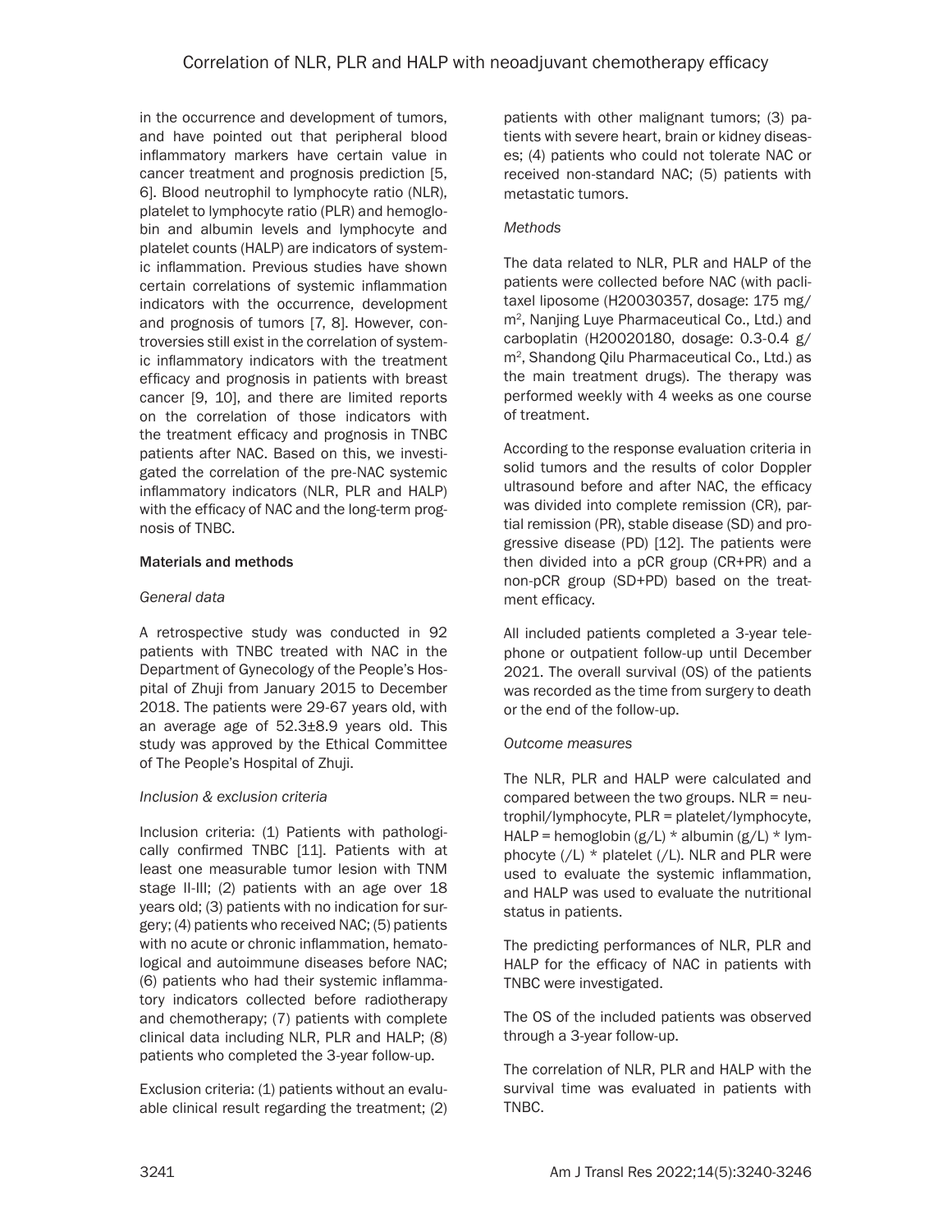in the occurrence and development of tumors, and have pointed out that peripheral blood inflammatory markers have certain value in cancer treatment and prognosis prediction [5, 6]. Blood neutrophil to lymphocyte ratio (NLR), platelet to lymphocyte ratio (PLR) and hemoglobin and albumin levels and lymphocyte and platelet counts (HALP) are indicators of systemic inflammation. Previous studies have shown certain correlations of systemic inflammation indicators with the occurrence, development and prognosis of tumors [7, 8]. However, controversies still exist in the correlation of systemic inflammatory indicators with the treatment efficacy and prognosis in patients with breast cancer [9, 10], and there are limited reports on the correlation of those indicators with the treatment efficacy and prognosis in TNBC patients after NAC. Based on this, we investigated the correlation of the pre-NAC systemic inflammatory indicators (NLR, PLR and HALP) with the efficacy of NAC and the long-term prognosis of TNBC.

## Materials and methods

### *General data*

A retrospective study was conducted in 92 patients with TNBC treated with NAC in the Department of Gynecology of the People's Hospital of Zhuji from January 2015 to December 2018. The patients were 29-67 years old, with an average age of 52.3±8.9 years old. This study was approved by the Ethical Committee of The People's Hospital of Zhuji.

### *Inclusion & exclusion criteria*

Inclusion criteria: (1) Patients with pathologically confirmed TNBC [11]. Patients with at least one measurable tumor lesion with TNM stage II-III; (2) patients with an age over 18 years old; (3) patients with no indication for surgery; (4) patients who received NAC; (5) patients with no acute or chronic inflammation, hematological and autoimmune diseases before NAC; (6) patients who had their systemic inflammatory indicators collected before radiotherapy and chemotherapy; (7) patients with complete clinical data including NLR, PLR and HALP; (8) patients who completed the 3-year follow-up.

Exclusion criteria: (1) patients without an evaluable clinical result regarding the treatment; (2) patients with other malignant tumors; (3) patients with severe heart, brain or kidney diseases; (4) patients who could not tolerate NAC or received non-standard NAC; (5) patients with metastatic tumors.

### *Methods*

The data related to NLR, PLR and HALP of the patients were collected before NAC (with paclitaxel liposome (H20030357, dosage: 175 mg/$m^2$, Nanjing Luye Pharmaceutical Co., Ltd.) and carboplatin (H20020180, dosage: 0.3-0.4 g/$m^2$, Shandong Qilu Pharmaceutical Co., Ltd.) as the main treatment drugs). The therapy was performed weekly with 4 weeks as one course of treatment.

According to the response evaluation criteria in solid tumors and the results of color Doppler ultrasound before and after NAC, the efficacy was divided into complete remission (CR), partial remission (PR), stable disease (SD) and progressive disease (PD) [12]. The patients were then divided into a pCR group (CR+PR) and a non-pCR group (SD+PD) based on the treatment efficacy.

All included patients completed a 3-year telephone or outpatient follow-up until December 2021. The overall survival (OS) of the patients was recorded as the time from surgery to death or the end of the follow-up.

### *Outcome measures*

The NLR, PLR and HALP were calculated and compared between the two groups. NLR = neutrophil/lymphocyte, PLR = platelet/lymphocyte, HALP = hemoglobin (g/L) * albumin (g/L) * lymphocyte (/L) * platelet (/L). NLR and PLR were used to evaluate the systemic inflammation, and HALP was used to evaluate the nutritional status in patients.

The predicting performances of NLR, PLR and HALP for the efficacy of NAC in patients with TNBC were investigated.

The OS of the included patients was observed through a 3-year follow-up.

The correlation of NLR, PLR and HALP with the survival time was evaluated in patients with TNBC.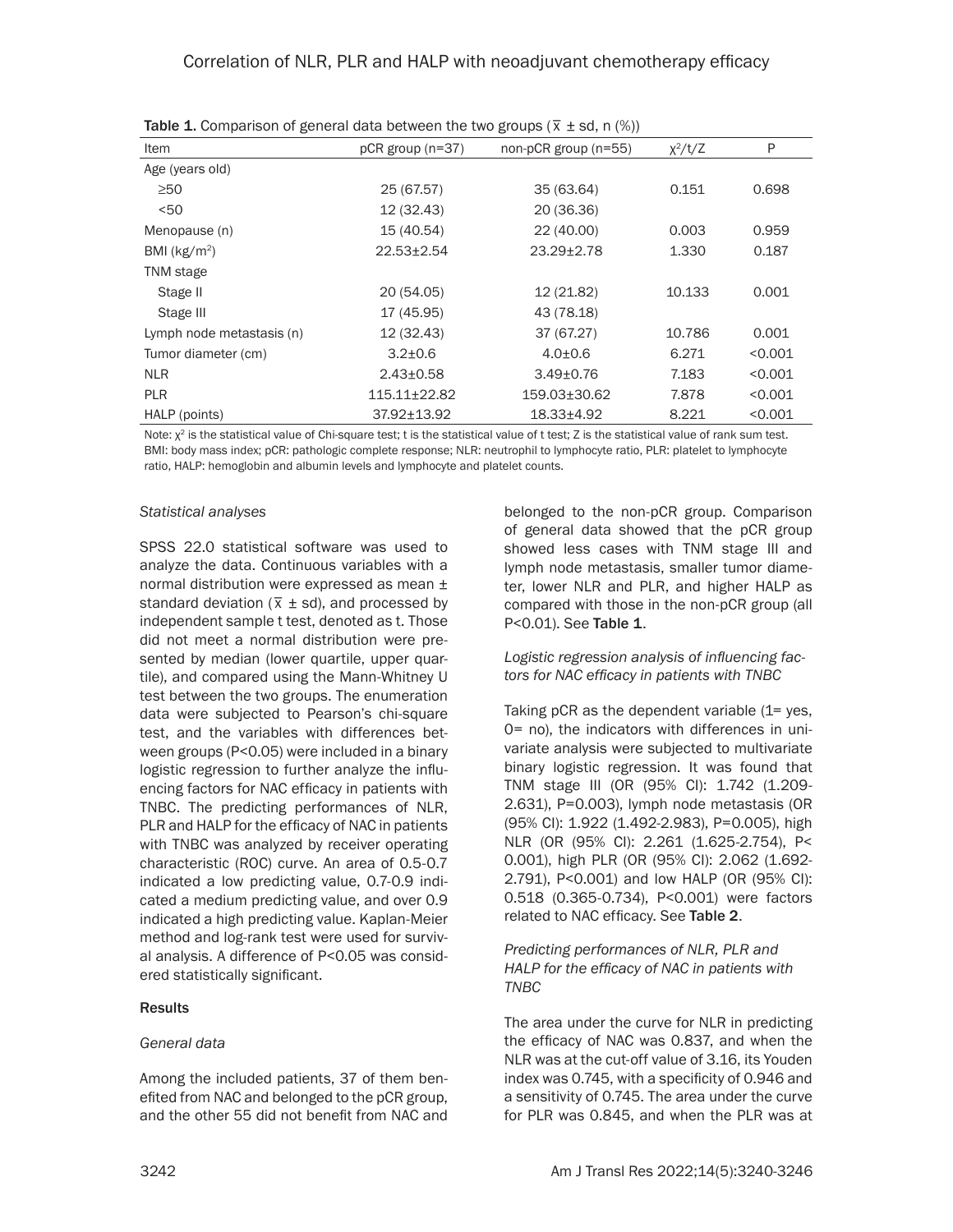**Table 1.** Comparison of general data between the two groups ($\bar{x}$ ± sd, n (%))

| Item | pCR group (n=37) | non-pCR group (n=55) | $\chi^2$/t/Z | P |
|---|---|---|---|---|
| Age (years old) | | | | |
| ≥50 | 25 (67.57) | 35 (63.64) | 0.151 | 0.698 |
| <50 | 12 (32.43) | 20 (36.36) | | |
| Menopause (n) | 15 (40.54) | 22 (40.00) | 0.003 | 0.959 |
| BMI (kg/m$^2$) | 22.53±2.54 | 23.29±2.78 | 1.330 | 0.187 |
| TNM stage | | | | |
| Stage II | 20 (54.05) | 12 (21.82) | 10.133 | 0.001 |
| Stage III | 17 (45.95) | 43 (78.18) | | |
| Lymph node metastasis (n) | 12 (32.43) | 37 (67.27) | 10.786 | 0.001 |
| Tumor diameter (cm) | 3.2±0.6 | 4.0±0.6 | 6.271 | <0.001 |
| NLR | 2.43±0.58 | 3.49±0.76 | 7.183 | <0.001 |
| PLR | 115.11±22.82 | 159.03±30.62 | 7.878 | <0.001 |
| HALP (points) | 37.92±13.92 | 18.33±4.92 | 8.221 | <0.001 |

Note: $\chi^2$ is the statistical value of Chi-square test; t is the statistical value of t test; Z is the statistical value of rank sum test. BMI: body mass index; pCR: pathologic complete response; NLR: neutrophil to lymphocyte ratio, PLR: platelet to lymphocyte ratio, HALP: hemoglobin and albumin levels and lymphocyte and platelet counts.

*Statistical analyses*

SPSS 22.0 statistical software was used to analyze the data. Continuous variables with a normal distribution were expressed as mean ± standard deviation ($\bar{x}$ ± sd), and processed by independent sample t test, denoted as t. Those did not meet a normal distribution were presented by median (lower quartile, upper quartile), and compared using the Mann-Whitney U test between the two groups. The enumeration data were subjected to Pearson's chi-square test, and the variables with differences between groups (P<0.05) were included in a binary logistic regression to further analyze the influencing factors for NAC efficacy in patients with TNBC. The predicting performances of NLR, PLR and HALP for the efficacy of NAC in patients with TNBC was analyzed by receiver operating characteristic (ROC) curve. An area of 0.5-0.7 indicated a low predicting value, 0.7-0.9 indicated a medium predicting value, and over 0.9 indicated a high predicting value. Kaplan-Meier method and log-rank test were used for survival analysis. A difference of P<0.05 was considered statistically significant.

**Results**

*General data*

Among the included patients, 37 of them benefited from NAC and belonged to the pCR group, and the other 55 did not benefit from NAC and belonged to the non-pCR group. Comparison of general data showed that the pCR group showed less cases with TNM stage III and lymph node metastasis, smaller tumor diameter, lower NLR and PLR, and higher HALP as compared with those in the non-pCR group (all P<0.01). See **Table 1**.

*Logistic regression analysis of influencing factors for NAC efficacy in patients with TNBC*

Taking pCR as the dependent variable (1= yes, 0= no), the indicators with differences in univariate analysis were subjected to multivariate binary logistic regression. It was found that TNM stage III (OR (95% CI): 1.742 (1.209-2.631), P=0.003), lymph node metastasis (OR (95% CI): 1.922 (1.492-2.983), P=0.005), high NLR (OR (95% CI): 2.261 (1.625-2.754), P<0.001), high PLR (OR (95% CI): 2.062 (1.692-2.791), P<0.001) and low HALP (OR (95% CI): 0.518 (0.365-0.734), P<0.001) were factors related to NAC efficacy. See **Table 2**.

*Predicting performances of NLR, PLR and HALP for the efficacy of NAC in patients with TNBC*

The area under the curve for NLR in predicting the efficacy of NAC was 0.837, and when the NLR was at the cut-off value of 3.16, its Youden index was 0.745, with a specificity of 0.946 and a sensitivity of 0.745. The area under the curve for PLR was 0.845, and when the PLR was at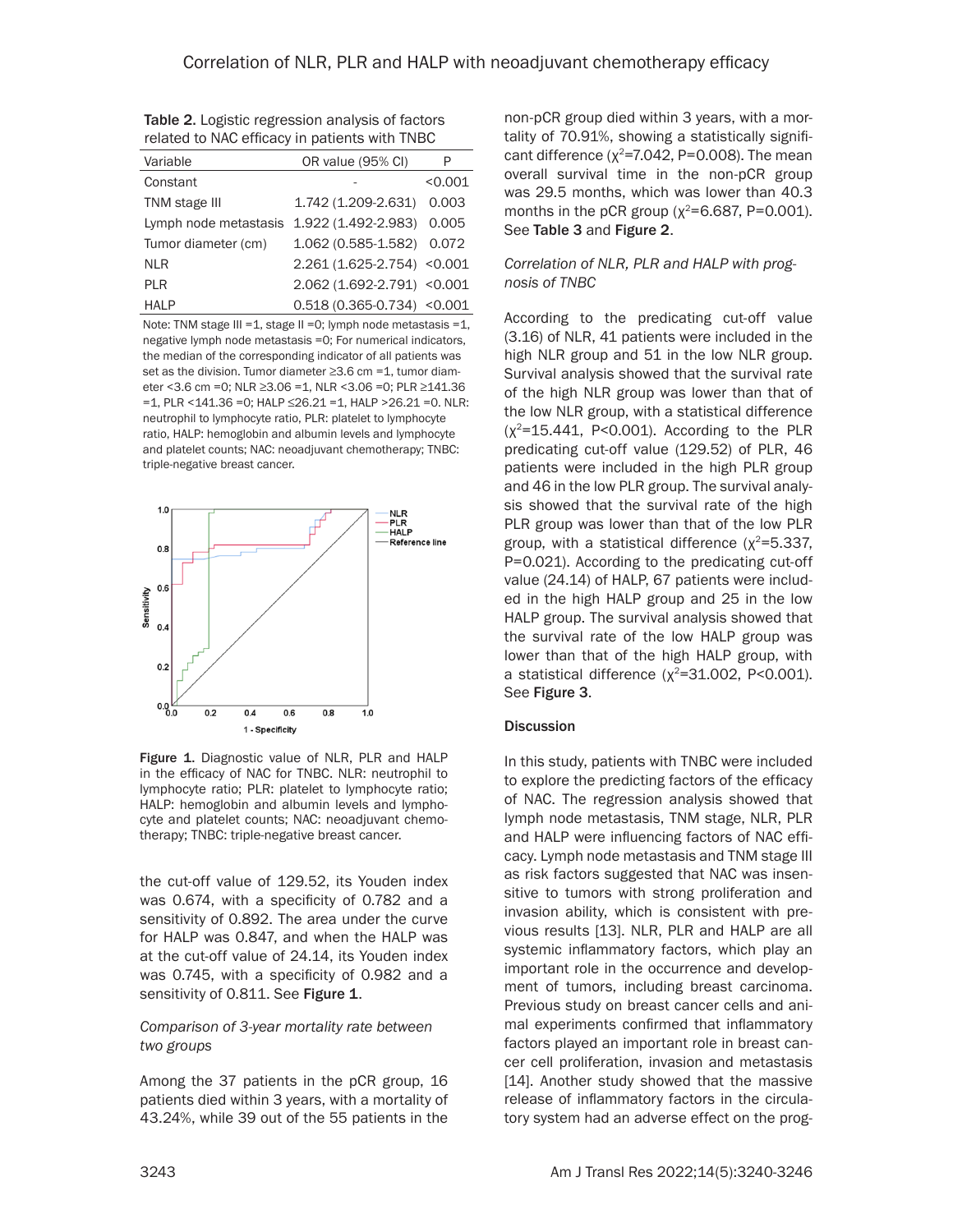Table 2. Logistic regression analysis of factors related to NAC efficacy in patients with TNBC

| Variable | OR value (95% CI) | P |
|---|---|---|
| Constant | - | <0.001 |
| TNM stage III | 1.742 (1.209-2.631) | 0.003 |
| Lymph node metastasis | 1.922 (1.492-2.983) | 0.005 |
| Tumor diameter (cm) | 1.062 (0.585-1.582) | 0.072 |
| NLR | 2.261 (1.625-2.754) | <0.001 |
| PLR | 2.062 (1.692-2.791) | <0.001 |
| HALP | 0.518 (0.365-0.734) | <0.001 |

Note: TNM stage III =1, stage II =0; lymph node metastasis =1, negative lymph node metastasis =0; For numerical indicators, the median of the corresponding indicator of all patients was set as the division. Tumor diameter ≥3.6 cm =1, tumor diameter <3.6 cm =0; NLR ≥3.06 =1, NLR <3.06 =0; PLR ≥141.36 =1, PLR <141.36 =0; HALP ≤26.21 =1, HALP >26.21 =0. NLR: neutrophil to lymphocyte ratio, PLR: platelet to lymphocyte ratio, HALP: hemoglobin and albumin levels and lymphocyte and platelet counts; NAC: neoadjuvant chemotherapy; TNBC: triple-negative breast cancer.

Figure 1. Diagnostic value of NLR, PLR and HALP in the efficacy of NAC for TNBC. NLR: neutrophil to lymphocyte ratio; PLR: platelet to lymphocyte ratio; HALP: hemoglobin and albumin levels and lymphocyte and platelet counts; NAC: neoadjuvant chemotherapy; TNBC: triple-negative breast cancer.

the cut-off value of 129.52, its Youden index was 0.674, with a specificity of 0.782 and a sensitivity of 0.892. The area under the curve for HALP was 0.847, and when the HALP was at the cut-off value of 24.14, its Youden index was 0.745, with a specificity of 0.982 and a sensitivity of 0.811. See **Figure 1**.

*Comparison of 3-year mortality rate between two groups*

Among the 37 patients in the pCR group, 16 patients died within 3 years, with a mortality of 43.24%, while 39 out of the 55 patients in the non-pCR group died within 3 years, with a mortality of 70.91%, showing a statistically significant difference ($\chi^2$=7.042, P=0.008). The mean overall survival time in the non-pCR group was 29.5 months, which was lower than 40.3 months in the pCR group ($\chi^2$=6.687, P=0.001). See **Table 3** and **Figure 2**.

*Correlation of NLR, PLR and HALP with prognosis of TNBC*

According to the predicating cut-off value (3.16) of NLR, 41 patients were included in the high NLR group and 51 in the low NLR group. Survival analysis showed that the survival rate of the high NLR group was lower than that of the low NLR group, with a statistical difference ($\chi^2$=15.441, P<0.001). According to the PLR predicating cut-off value (129.52) of PLR, 46 patients were included in the high PLR group and 46 in the low PLR group. The survival analysis showed that the survival rate of the high PLR group was lower than that of the low PLR group, with a statistical difference ($\chi^2$=5.337, P=0.021). According to the predicating cut-off value (24.14) of HALP, 67 patients were included in the high HALP group and 25 in the low HALP group. The survival analysis showed that the survival rate of the low HALP group was lower than that of the high HALP group, with a statistical difference ($\chi^2$=31.002, P<0.001). See **Figure 3**.

## Discussion

In this study, patients with TNBC were included to explore the predicting factors of the efficacy of NAC. The regression analysis showed that lymph node metastasis, TNM stage, NLR, PLR and HALP were influencing factors of NAC efficacy. Lymph node metastasis and TNM stage III as risk factors suggested that NAC was insensitive to tumors with strong proliferation and invasion ability, which is consistent with previous results [13]. NLR, PLR and HALP are all systemic inflammatory factors, which play an important role in the occurrence and development of tumors, including breast carcinoma. Previous study on breast cancer cells and animal experiments confirmed that inflammatory factors played an important role in breast cancer cell proliferation, invasion and metastasis [14]. Another study showed that the massive release of inflammatory factors in the circulatory system had an adverse effect on the prog-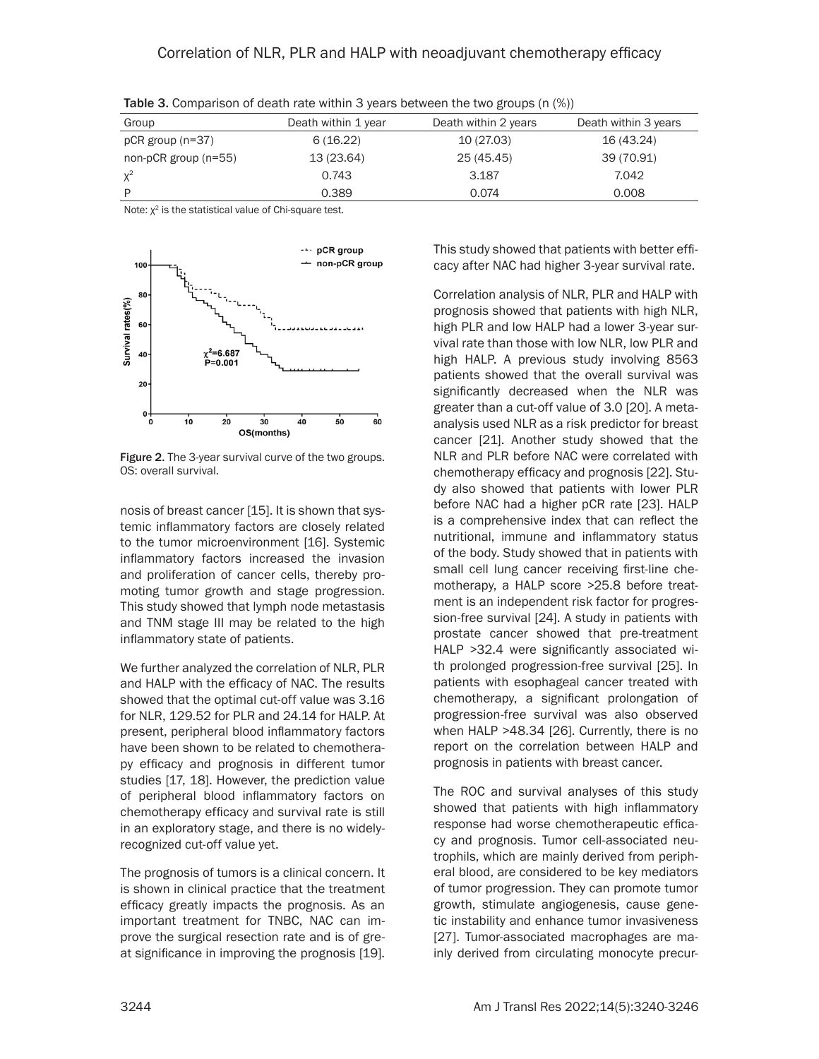Table 3. Comparison of death rate within 3 years between the two groups (n (%))

| Group | Death within 1 year | Death within 2 years | Death within 3 years |
|---|---|---|---|
| pCR group (n=37) | 6 (16.22) | 10 (27.03) | 16 (43.24) |
| non-pCR group (n=55) | 13 (23.64) | 25 (45.45) | 39 (70.91) |
| $\chi^2$ | 0.743 | 3.187 | 7.042 |
| P | 0.389 | 0.074 | 0.008 |

Note: $\chi^2$ is the statistical value of Chi-square test.

Figure 2. The 3-year survival curve of the two groups. OS: overall survival.

nosis of breast cancer [15]. It is shown that systemic inflammatory factors are closely related to the tumor microenvironment [16]. Systemic inflammatory factors increased the invasion and proliferation of cancer cells, thereby promoting tumor growth and stage progression. This study showed that lymph node metastasis and TNM stage III may be related to the high inflammatory state of patients.

We further analyzed the correlation of NLR, PLR and HALP with the efficacy of NAC. The results showed that the optimal cut-off value was 3.16 for NLR, 129.52 for PLR and 24.14 for HALP. At present, peripheral blood inflammatory factors have been shown to be related to chemotherapy efficacy and prognosis in different tumor studies [17, 18]. However, the prediction value of peripheral blood inflammatory factors on chemotherapy efficacy and survival rate is still in an exploratory stage, and there is no widely-recognized cut-off value yet.

The prognosis of tumors is a clinical concern. It is shown in clinical practice that the treatment efficacy greatly impacts the prognosis. As an important treatment for TNBC, NAC can improve the surgical resection rate and is of great significance in improving the prognosis [19]. This study showed that patients with better efficacy after NAC had higher 3-year survival rate.

Correlation analysis of NLR, PLR and HALP with prognosis showed that patients with high NLR, high PLR and low HALP had a lower 3-year survival rate than those with low NLR, low PLR and high HALP. A previous study involving 8563 patients showed that the overall survival was significantly decreased when the NLR was greater than a cut-off value of 3.0 [20]. A meta-analysis used NLR as a risk predictor for breast cancer [21]. Another study showed that the NLR and PLR before NAC were correlated with chemotherapy efficacy and prognosis [22]. Study also showed that patients with lower PLR before NAC had a higher pCR rate [23]. HALP is a comprehensive index that can reflect the nutritional, immune and inflammatory status of the body. Study showed that in patients with small cell lung cancer receiving first-line chemotherapy, a HALP score >25.8 before treatment is an independent risk factor for progression-free survival [24]. A study in patients with prostate cancer showed that pre-treatment HALP >32.4 were significantly associated with prolonged progression-free survival [25]. In patients with esophageal cancer treated with chemotherapy, a significant prolongation of progression-free survival was also observed when HALP >48.34 [26]. Currently, there is no report on the correlation between HALP and prognosis in patients with breast cancer.

The ROC and survival analyses of this study showed that patients with high inflammatory response had worse chemotherapeutic efficacy and prognosis. Tumor cell-associated neutrophils, which are mainly derived from peripheral blood, are considered to be key mediators of tumor progression. They can promote tumor growth, stimulate angiogenesis, cause genetic instability and enhance tumor invasiveness [27]. Tumor-associated macrophages are mainly derived from circulating monocyte precur-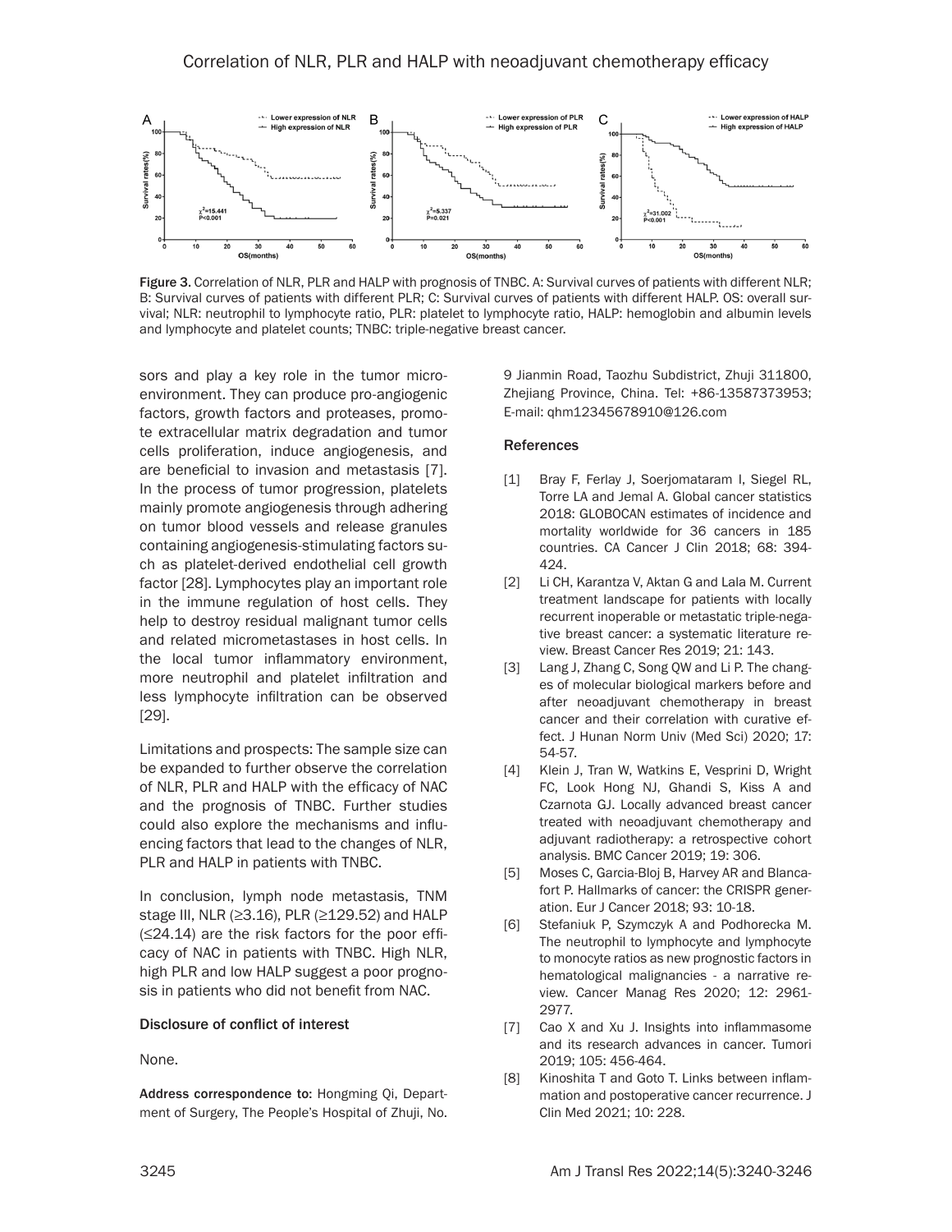Figure 3. Correlation of NLR, PLR and HALP with prognosis of TNBC. A: Survival curves of patients with different NLR; B: Survival curves of patients with different PLR; C: Survival curves of patients with different HALP. OS: overall survival; NLR: neutrophil to lymphocyte ratio, PLR: platelet to lymphocyte ratio, HALP: hemoglobin and albumin levels and lymphocyte and platelet counts; TNBC: triple-negative breast cancer.

sors and play a key role in the tumor microenvironment. They can produce pro-angiogenic factors, growth factors and proteases, promote extracellular matrix degradation and tumor cells proliferation, induce angiogenesis, and are beneficial to invasion and metastasis [7]. In the process of tumor progression, platelets mainly promote angiogenesis through adhering on tumor blood vessels and release granules containing angiogenesis-stimulating factors such as platelet-derived endothelial cell growth factor [28]. Lymphocytes play an important role in the immune regulation of host cells. They help to destroy residual malignant tumor cells and related micrometastases in host cells. In the local tumor inflammatory environment, more neutrophil and platelet infiltration and less lymphocyte infiltration can be observed [29].

Limitations and prospects: The sample size can be expanded to further observe the correlation of NLR, PLR and HALP with the efficacy of NAC and the prognosis of TNBC. Further studies could also explore the mechanisms and influencing factors that lead to the changes of NLR, PLR and HALP in patients with TNBC.

In conclusion, lymph node metastasis, TNM stage III, NLR (≥3.16), PLR (≥129.52) and HALP (≤24.14) are the risk factors for the poor efficacy of NAC in patients with TNBC. High NLR, high PLR and low HALP suggest a poor prognosis in patients who did not benefit from NAC.

### Disclosure of conflict of interest

None.

**Address correspondence to:** Hongming Qi, Department of Surgery, The People's Hospital of Zhuji, No. 9 Jianmin Road, Taozhu Subdistrict, Zhuji 311800, Zhejiang Province, China. Tel: +86-13587373953; E-mail: qhm12345678910@126.com

### References

[1] Bray F, Ferlay J, Soerjomataram I, Siegel RL, Torre LA and Jemal A. Global cancer statistics 2018: GLOBOCAN estimates of incidence and mortality worldwide for 36 cancers in 185 countries. CA Cancer J Clin 2018; 68: 394-424.

[2] Li CH, Karantza V, Aktan G and Lala M. Current treatment landscape for patients with locally recurrent inoperable or metastatic triple-negative breast cancer: a systematic literature review. Breast Cancer Res 2019; 21: 143.

[3] Lang J, Zhang C, Song QW and Li P. The changes of molecular biological markers before and after neoadjuvant chemotherapy in breast cancer and their correlation with curative effect. J Hunan Norm Univ (Med Sci) 2020; 17: 54-57.

[4] Klein J, Tran W, Watkins E, Vesprini D, Wright FC, Look Hong NJ, Ghandi S, Kiss A and Czarnota GJ. Locally advanced breast cancer treated with neoadjuvant chemotherapy and adjuvant radiotherapy: a retrospective cohort analysis. BMC Cancer 2019; 19: 306.

[5] Moses C, Garcia-Bloj B, Harvey AR and Blancafort P. Hallmarks of cancer: the CRISPR generation. Eur J Cancer 2018; 93: 10-18.

[6] Stefaniuk P, Szymczyk A and Podhorecka M. The neutrophil to lymphocyte and lymphocyte to monocyte ratios as new prognostic factors in hematological malignancies - a narrative review. Cancer Manag Res 2020; 12: 2961-2977.

[7] Cao X and Xu J. Insights into inflammasome and its research advances in cancer. Tumori 2019; 105: 456-464.

[8] Kinoshita T and Goto T. Links between inflammation and postoperative cancer recurrence. J Clin Med 2021; 10: 228.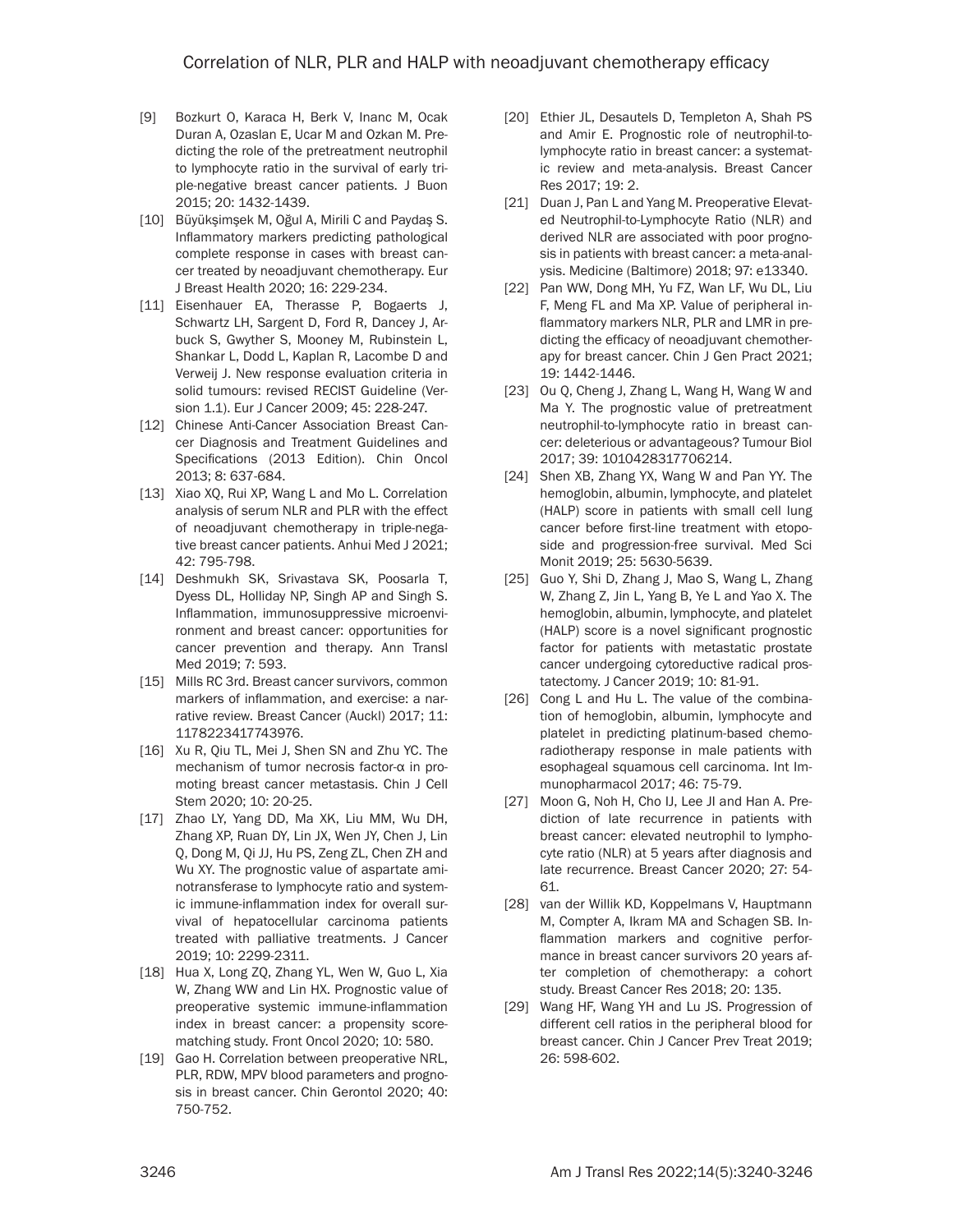[9] Bozkurt O, Karaca H, Berk V, Inanc M, Ocak Duran A, Ozaslan E, Ucar M and Ozkan M. Predicting the role of the pretreatment neutrophil to lymphocyte ratio in the survival of early triple-negative breast cancer patients. J Buon 2015; 20: 1432-1439.

[10] Büyükşimşek M, Oğul A, Mirili C and Paydaş S. Inflammatory markers predicting pathological complete response in cases with breast cancer treated by neoadjuvant chemotherapy. Eur J Breast Health 2020; 16: 229-234.

[11] Eisenhauer EA, Therasse P, Bogaerts J, Schwartz LH, Sargent D, Ford R, Dancey J, Arbuck S, Gwyther S, Mooney M, Rubinstein L, Shankar L, Dodd L, Kaplan R, Lacombe D and Verweij J. New response evaluation criteria in solid tumours: revised RECIST Guideline (Version 1.1). Eur J Cancer 2009; 45: 228-247.

[12] Chinese Anti-Cancer Association Breast Cancer Diagnosis and Treatment Guidelines and Specifications (2013 Edition). Chin Oncol 2013; 8: 637-684.

[13] Xiao XQ, Rui XP, Wang L and Mo L. Correlation analysis of serum NLR and PLR with the effect of neoadjuvant chemotherapy in triple-negative breast cancer patients. Anhui Med J 2021; 42: 795-798.

[14] Deshmukh SK, Srivastava SK, Poosarla T, Dyess DL, Holliday NP, Singh AP and Singh S. Inflammation, immunosuppressive microenvironment and breast cancer: opportunities for cancer prevention and therapy. Ann Transl Med 2019; 7: 593.

[15] Mills RC 3rd. Breast cancer survivors, common markers of inflammation, and exercise: a narrative review. Breast Cancer (Auckl) 2017; 11: 1178223417743976.

[16] Xu R, Qiu TL, Mei J, Shen SN and Zhu YC. The mechanism of tumor necrosis factor-α in promoting breast cancer metastasis. Chin J Cell Stem 2020; 10: 20-25.

[17] Zhao LY, Yang DD, Ma XK, Liu MM, Wu DH, Zhang XP, Ruan DY, Lin JX, Wen JY, Chen J, Lin Q, Dong M, Qi JJ, Hu PS, Zeng ZL, Chen ZH and Wu XY. The prognostic value of aspartate aminotransferase to lymphocyte ratio and systemic immune-inflammation index for overall survival of hepatocellular carcinoma patients treated with palliative treatments. J Cancer 2019; 10: 2299-2311.

[18] Hua X, Long ZQ, Zhang YL, Wen W, Guo L, Xia W, Zhang WW and Lin HX. Prognostic value of preoperative systemic immune-inflammation index in breast cancer: a propensity score-matching study. Front Oncol 2020; 10: 580.

[19] Gao H. Correlation between preoperative NRL, PLR, RDW, MPV blood parameters and prognosis in breast cancer. Chin Gerontol 2020; 40: 750-752.

[20] Ethier JL, Desautels D, Templeton A, Shah PS and Amir E. Prognostic role of neutrophil-to-lymphocyte ratio in breast cancer: a systematic review and meta-analysis. Breast Cancer Res 2017; 19: 2.

[21] Duan J, Pan L and Yang M. Preoperative Elevated Neutrophil-to-Lymphocyte Ratio (NLR) and derived NLR are associated with poor prognosis in patients with breast cancer: a meta-analysis. Medicine (Baltimore) 2018; 97: e13340.

[22] Pan WW, Dong MH, Yu FZ, Wan LF, Wu DL, Liu F, Meng FL and Ma XP. Value of peripheral inflammatory markers NLR, PLR and LMR in predicting the efficacy of neoadjuvant chemotherapy for breast cancer. Chin J Gen Pract 2021; 19: 1442-1446.

[23] Ou Q, Cheng J, Zhang L, Wang H, Wang W and Ma Y. The prognostic value of pretreatment neutrophil-to-lymphocyte ratio in breast cancer: deleterious or advantageous? Tumour Biol 2017; 39: 1010428317706214.

[24] Shen XB, Zhang YX, Wang W and Pan YY. The hemoglobin, albumin, lymphocyte, and platelet (HALP) score in patients with small cell lung cancer before first-line treatment with etoposide and progression-free survival. Med Sci Monit 2019; 25: 5630-5639.

[25] Guo Y, Shi D, Zhang J, Mao S, Wang L, Zhang W, Zhang Z, Jin L, Yang B, Ye L and Yao X. The hemoglobin, albumin, lymphocyte, and platelet (HALP) score is a novel significant prognostic factor for patients with metastatic prostate cancer undergoing cytoreductive radical prostatectomy. J Cancer 2019; 10: 81-91.

[26] Cong L and Hu L. The value of the combination of hemoglobin, albumin, lymphocyte and platelet in predicting platinum-based chemoradiotherapy response in male patients with esophageal squamous cell carcinoma. Int Immunopharmacol 2017; 46: 75-79.

[27] Moon G, Noh H, Cho IJ, Lee JI and Han A. Prediction of late recurrence in patients with breast cancer: elevated neutrophil to lymphocyte ratio (NLR) at 5 years after diagnosis and late recurrence. Breast Cancer 2020; 27: 54-61.

[28] van der Willik KD, Koppelmans V, Hauptmann M, Compter A, Ikram MA and Schagen SB. Inflammation markers and cognitive performance in breast cancer survivors 20 years after completion of chemotherapy: a cohort study. Breast Cancer Res 2018; 20: 135.

[29] Wang HF, Wang YH and Lu JS. Progression of different cell ratios in the peripheral blood for breast cancer. Chin J Cancer Prev Treat 2019; 26: 598-602.